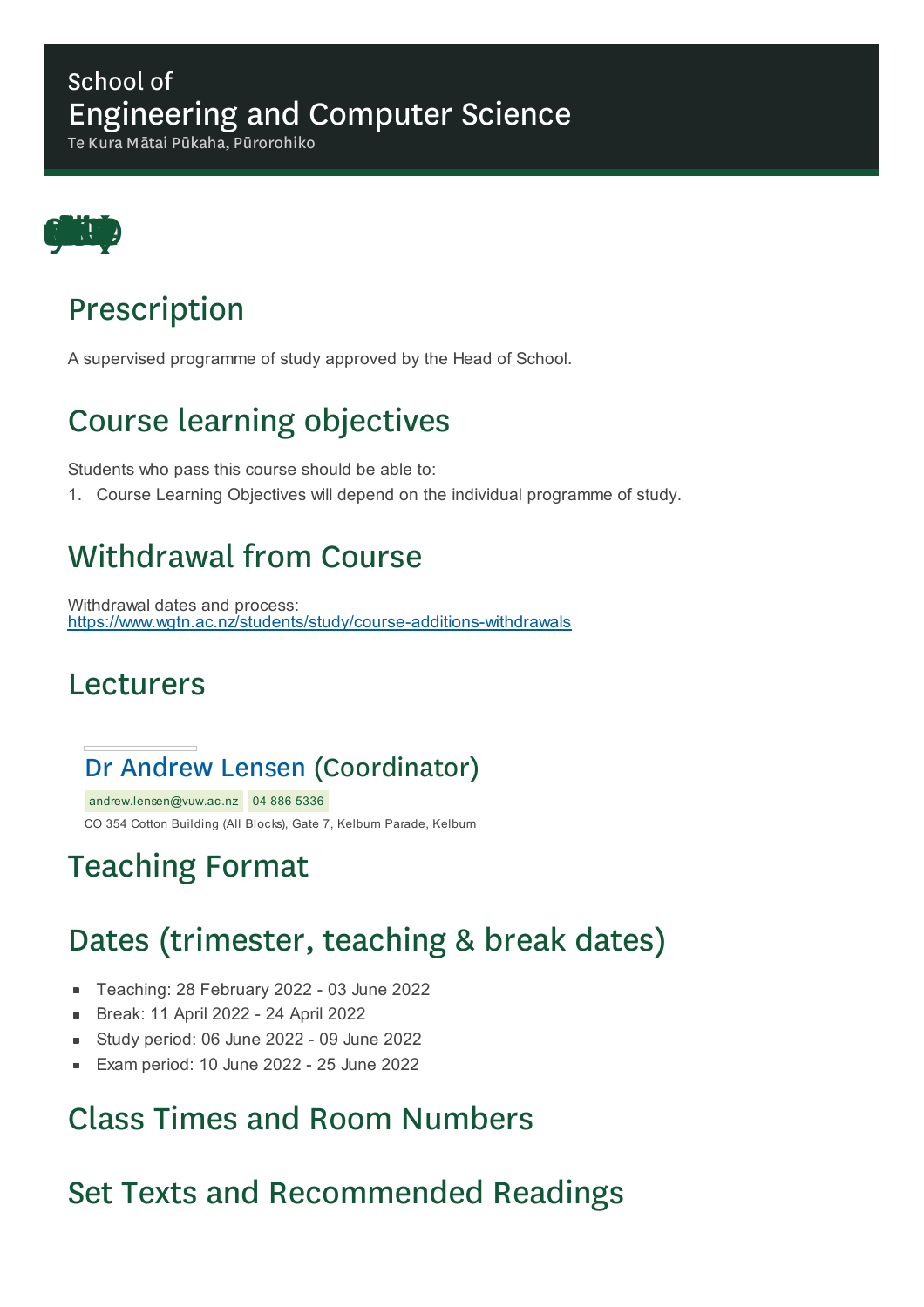School of
# Engineering and Computer Science
Te Kura Mātai Pūkaha, Pūrorohiko

## Prescription

A supervised programme of study approved by the Head of School.

## Course learning objectives

Students who pass this course should be able to:

1. Course Learning Objectives will depend on the individual programme of study.

## Withdrawal from Course

Withdrawal dates and process:
https://www.wgtn.ac.nz/students/study/course-additions-withdrawals

## Lecturers

### Dr Andrew Lensen (Coordinator)

andrew.lensen@vuw.ac.nz 04 886 5336

CO 354 Cotton Building (All Blocks), Gate 7, Kelburn Parade, Kelburn

## Teaching Format

## Dates (trimester, teaching & break dates)

- Teaching: 28 February 2022 - 03 June 2022
- Break: 11 April 2022 - 24 April 2022
- Study period: 06 June 2022 - 09 June 2022
- Exam period: 10 June 2022 - 25 June 2022

## Class Times and Room Numbers

## Set Texts and Recommended Readings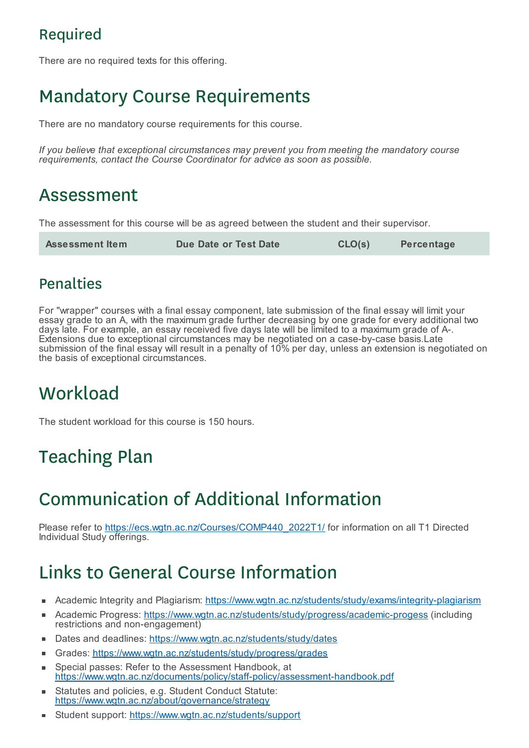## Required

There are no required texts for this offering.

# Mandatory Course Requirements

There are no mandatory course requirements for this course.

*If you believe that exceptional circumstances may prevent you from meeting the mandatory course requirements, contact the Course Coordinator for advice as soon as possible.*

# Assessment

The assessment for this course will be as agreed between the student and their supervisor.

| Assessment Item | Due Date or Test Date | CLO(s) | Percentage |
|---|---|---|---|

## Penalties

For "wrapper" courses with a final essay component, late submission of the final essay will limit your essay grade to an A, with the maximum grade further decreasing by one grade for every additional two days late. For example, an essay received five days late will be limited to a maximum grade of A-. Extensions due to exceptional circumstances may be negotiated on a case-by-case basis.Late submission of the final essay will result in a penalty of 10% per day, unless an extension is negotiated on the basis of exceptional circumstances.

# Workload

The student workload for this course is 150 hours.

# Teaching Plan

# Communication of Additional Information

Please refer to https://ecs.wgtn.ac.nz/Courses/COMP440_2022T1/ for information on all T1 Directed Individual Study offerings.

# Links to General Course Information

- Academic Integrity and Plagiarism: https://www.wgtn.ac.nz/students/study/exams/integrity-plagiarism
- Academic Progress: https://www.wgtn.ac.nz/students/study/progress/academic-progess (including restrictions and non-engagement)
- Dates and deadlines: https://www.wgtn.ac.nz/students/study/dates
- Grades: https://www.wgtn.ac.nz/students/study/progress/grades
- Special passes: Refer to the Assessment Handbook, at https://www.wgtn.ac.nz/documents/policy/staff-policy/assessment-handbook.pdf
- Statutes and policies, e.g. Student Conduct Statute: https://www.wgtn.ac.nz/about/governance/strategy
- Student support: https://www.wgtn.ac.nz/students/support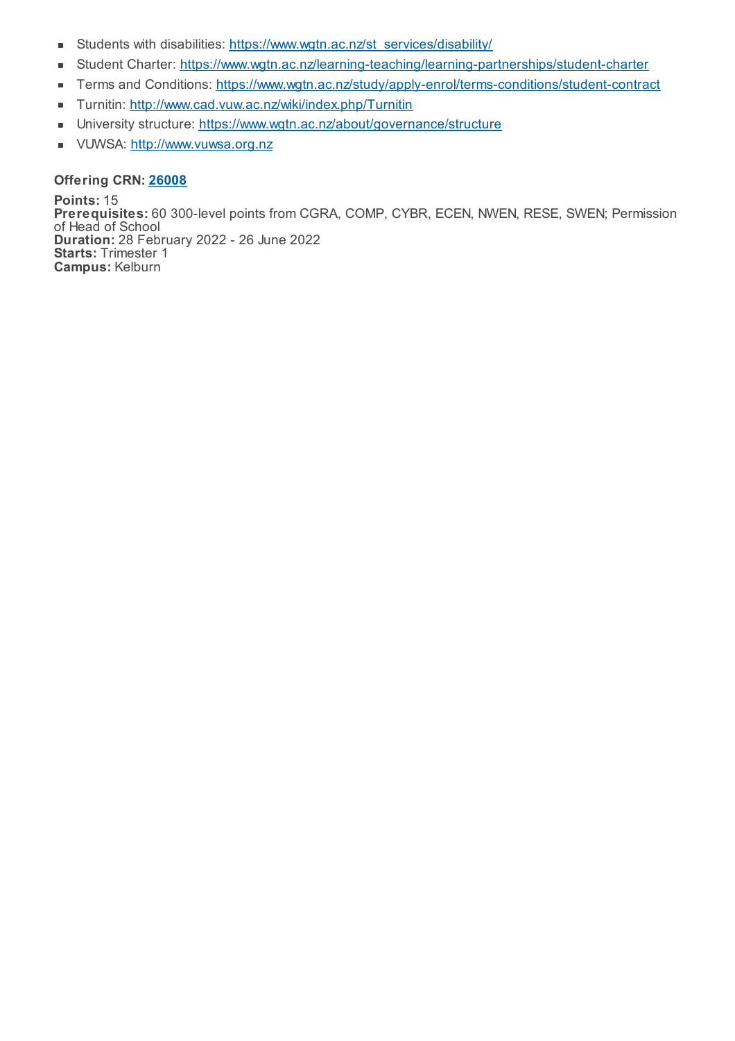- Students with disabilities: https://www.wgtn.ac.nz/st_services/disability/
- Student Charter: https://www.wgtn.ac.nz/learning-teaching/learning-partnerships/student-charter
- Terms and Conditions: https://www.wgtn.ac.nz/study/apply-enrol/terms-conditions/student-contract
- Turnitin: http://www.cad.vuw.ac.nz/wiki/index.php/Turnitin
- University structure: https://www.wgtn.ac.nz/about/governance/structure
- VUWSA: http://www.vuwsa.org.nz

**Offering CRN: 26008**

**Points:** 15
**Prerequisites:** 60 300-level points from CGRA, COMP, CYBR, ECEN, NWEN, RESE, SWEN; Permission of Head of School
**Duration:** 28 February 2022 - 26 June 2022
**Starts:** Trimester 1
**Campus:** Kelburn